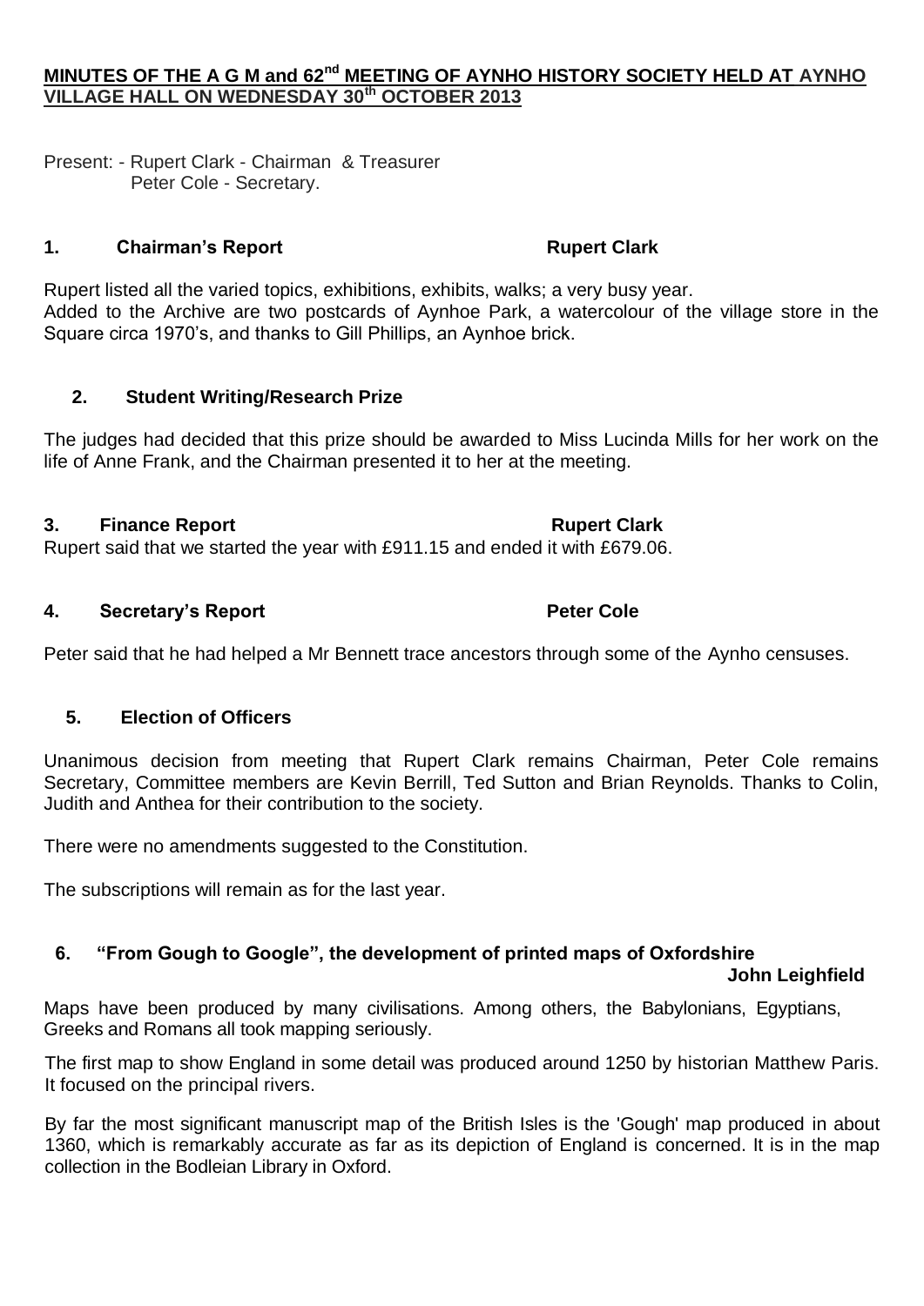**MINUTES OF THE A G M and 62nd MEETING OF AYNHO HISTORY SOCIETY HELD AT AYNHO VILLAGE HALL ON WEDNESDAY 30th OCTOBER 2013**

Present: - Rupert Clark - Chairman & Treasurer
Peter Cole - Secretary.

## 1. Chairman's Report — Rupert Clark

Rupert listed all the varied topics, exhibitions, exhibits, walks; a very busy year.
Added to the Archive are two postcards of Aynhoe Park, a watercolour of the village store in the Square circa 1970's, and thanks to Gill Phillips, an Aynhoe brick.

## 2. Student Writing/Research Prize

The judges had decided that this prize should be awarded to Miss Lucinda Mills for her work on the life of Anne Frank, and the Chairman presented it to her at the meeting.

## 3. Finance Report — Rupert Clark

Rupert said that we started the year with £911.15 and ended it with £679.06.

## 4. Secretary's Report — Peter Cole

Peter said that he had helped a Mr Bennett trace ancestors through some of the Aynho censuses.

## 5. Election of Officers

Unanimous decision from meeting that Rupert Clark remains Chairman, Peter Cole remains Secretary, Committee members are Kevin Berrill, Ted Sutton and Brian Reynolds. Thanks to Colin, Judith and Anthea for their contribution to the society.

There were no amendments suggested to the Constitution.

The subscriptions will remain as for the last year.

## 6. "From Gough to Google", the development of printed maps of Oxfordshire — John Leighfield

Maps have been produced by many civilisations. Among others, the Babylonians, Egyptians, Greeks and Romans all took mapping seriously.

The first map to show England in some detail was produced around 1250 by historian Matthew Paris. It focused on the principal rivers.

By far the most significant manuscript map of the British Isles is the 'Gough' map produced in about 1360, which is remarkably accurate as far as its depiction of England is concerned. It is in the map collection in the Bodleian Library in Oxford.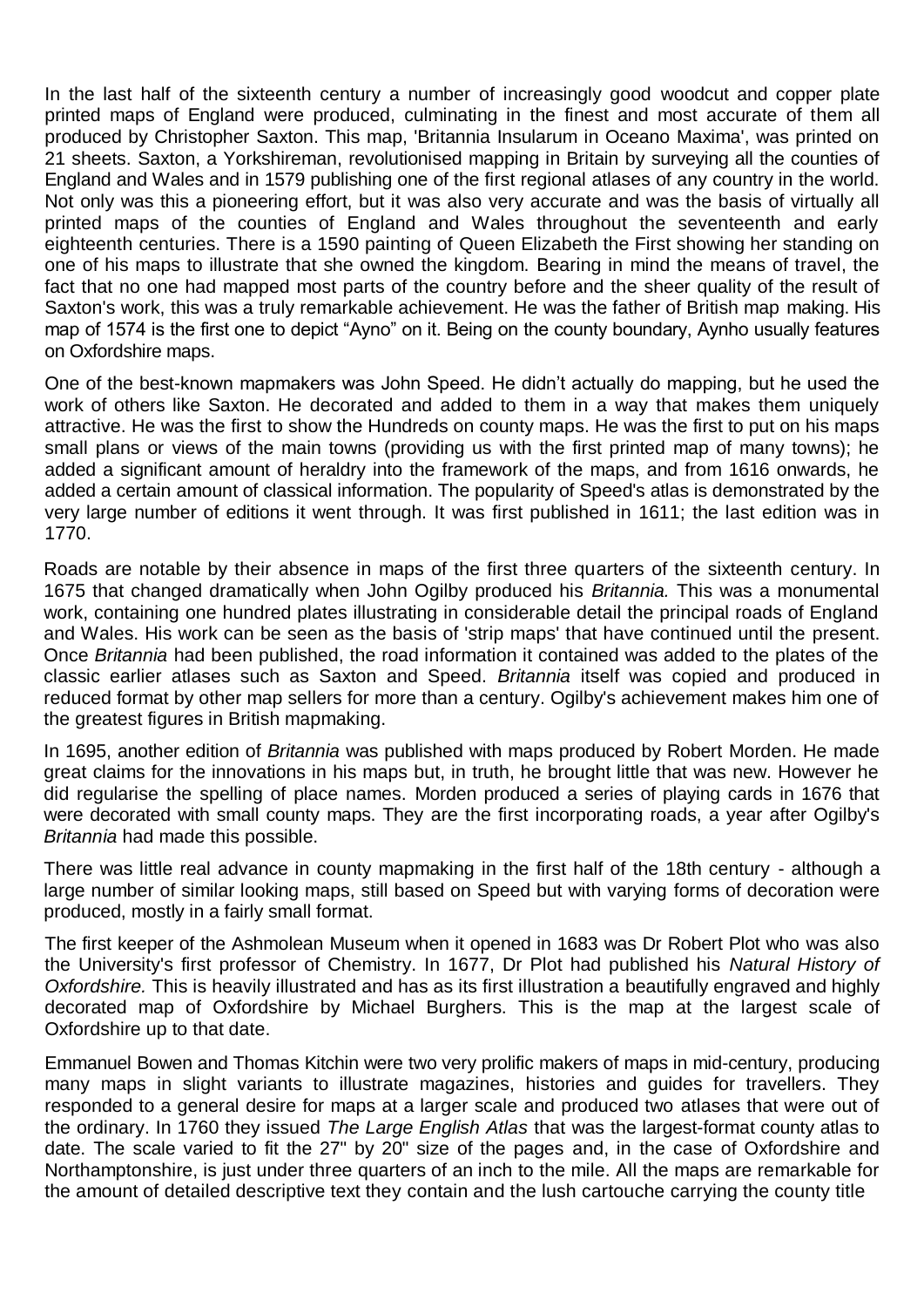In the last half of the sixteenth century a number of increasingly good woodcut and copper plate printed maps of England were produced, culminating in the finest and most accurate of them all produced by Christopher Saxton. This map, 'Britannia Insularum in Oceano Maxima', was printed on 21 sheets. Saxton, a Yorkshireman, revolutionised mapping in Britain by surveying all the counties of England and Wales and in 1579 publishing one of the first regional atlases of any country in the world. Not only was this a pioneering effort, but it was also very accurate and was the basis of virtually all printed maps of the counties of England and Wales throughout the seventeenth and early eighteenth centuries. There is a 1590 painting of Queen Elizabeth the First showing her standing on one of his maps to illustrate that she owned the kingdom. Bearing in mind the means of travel, the fact that no one had mapped most parts of the country before and the sheer quality of the result of Saxton's work, this was a truly remarkable achievement. He was the father of British map making. His map of 1574 is the first one to depict "Ayno" on it. Being on the county boundary, Aynho usually features on Oxfordshire maps.

One of the best-known mapmakers was John Speed. He didn't actually do mapping, but he used the work of others like Saxton. He decorated and added to them in a way that makes them uniquely attractive. He was the first to show the Hundreds on county maps. He was the first to put on his maps small plans or views of the main towns (providing us with the first printed map of many towns); he added a significant amount of heraldry into the framework of the maps, and from 1616 onwards, he added a certain amount of classical information. The popularity of Speed's atlas is demonstrated by the very large number of editions it went through. It was first published in 1611; the last edition was in 1770.

Roads are notable by their absence in maps of the first three quarters of the sixteenth century. In 1675 that changed dramatically when John Ogilby produced his *Britannia.* This was a monumental work, containing one hundred plates illustrating in considerable detail the principal roads of England and Wales. His work can be seen as the basis of 'strip maps' that have continued until the present. Once *Britannia* had been published, the road information it contained was added to the plates of the classic earlier atlases such as Saxton and Speed. *Britannia* itself was copied and produced in reduced format by other map sellers for more than a century. Ogilby's achievement makes him one of the greatest figures in British mapmaking.

In 1695, another edition of *Britannia* was published with maps produced by Robert Morden. He made great claims for the innovations in his maps but, in truth, he brought little that was new. However he did regularise the spelling of place names. Morden produced a series of playing cards in 1676 that were decorated with small county maps. They are the first incorporating roads, a year after Ogilby's *Britannia* had made this possible.

There was little real advance in county mapmaking in the first half of the 18th century - although a large number of similar looking maps, still based on Speed but with varying forms of decoration were produced, mostly in a fairly small format.

The first keeper of the Ashmolean Museum when it opened in 1683 was Dr Robert Plot who was also the University's first professor of Chemistry. In 1677, Dr Plot had published his *Natural History of Oxfordshire.* This is heavily illustrated and has as its first illustration a beautifully engraved and highly decorated map of Oxfordshire by Michael Burghers. This is the map at the largest scale of Oxfordshire up to that date.

Emmanuel Bowen and Thomas Kitchin were two very prolific makers of maps in mid-century, producing many maps in slight variants to illustrate magazines, histories and guides for travellers. They responded to a general desire for maps at a larger scale and produced two atlases that were out of the ordinary. In 1760 they issued *The Large English Atlas* that was the largest-format county atlas to date. The scale varied to fit the 27" by 20" size of the pages and, in the case of Oxfordshire and Northamptonshire, is just under three quarters of an inch to the mile. All the maps are remarkable for the amount of detailed descriptive text they contain and the lush cartouche carrying the county title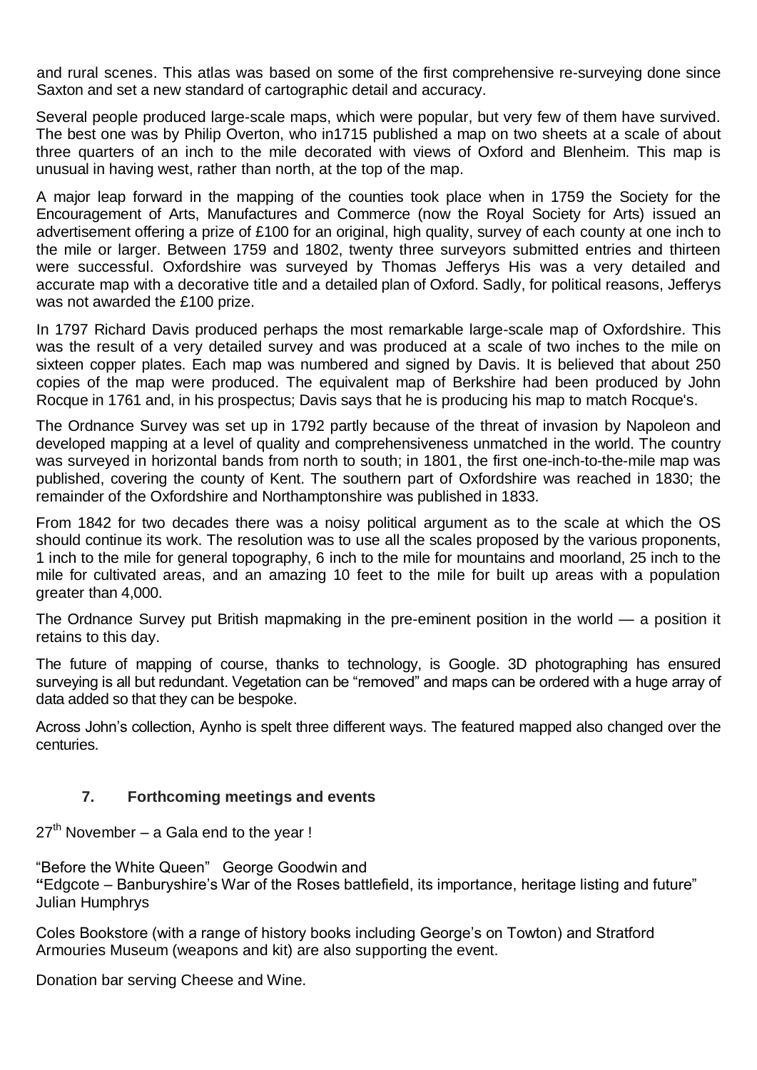and rural scenes. This atlas was based on some of the first comprehensive re-surveying done since Saxton and set a new standard of cartographic detail and accuracy.

Several people produced large-scale maps, which were popular, but very few of them have survived. The best one was by Philip Overton, who in1715 published a map on two sheets at a scale of about three quarters of an inch to the mile decorated with views of Oxford and Blenheim. This map is unusual in having west, rather than north, at the top of the map.

A major leap forward in the mapping of the counties took place when in 1759 the Society for the Encouragement of Arts, Manufactures and Commerce (now the Royal Society for Arts) issued an advertisement offering a prize of £100 for an original, high quality, survey of each county at one inch to the mile or larger. Between 1759 and 1802, twenty three surveyors submitted entries and thirteen were successful. Oxfordshire was surveyed by Thomas Jefferys His was a very detailed and accurate map with a decorative title and a detailed plan of Oxford. Sadly, for political reasons, Jefferys was not awarded the £100 prize.

In 1797 Richard Davis produced perhaps the most remarkable large-scale map of Oxfordshire. This was the result of a very detailed survey and was produced at a scale of two inches to the mile on sixteen copper plates. Each map was numbered and signed by Davis. It is believed that about 250 copies of the map were produced. The equivalent map of Berkshire had been produced by John Rocque in 1761 and, in his prospectus; Davis says that he is producing his map to match Rocque's.

The Ordnance Survey was set up in 1792 partly because of the threat of invasion by Napoleon and developed mapping at a level of quality and comprehensiveness unmatched in the world. The country was surveyed in horizontal bands from north to south; in 1801, the first one-inch-to-the-mile map was published, covering the county of Kent. The southern part of Oxfordshire was reached in 1830; the remainder of the Oxfordshire and Northamptonshire was published in 1833.

From 1842 for two decades there was a noisy political argument as to the scale at which the OS should continue its work. The resolution was to use all the scales proposed by the various proponents, 1 inch to the mile for general topography, 6 inch to the mile for mountains and moorland, 25 inch to the mile for cultivated areas, and an amazing 10 feet to the mile for built up areas with a population greater than 4,000.

The Ordnance Survey put British mapmaking in the pre-eminent position in the world — a position it retains to this day.

The future of mapping of course, thanks to technology, is Google. 3D photographing has ensured surveying is all but redundant. Vegetation can be "removed" and maps can be ordered with a huge array of data added so that they can be bespoke.

Across John's collection, Aynho is spelt three different ways. The featured mapped also changed over the centuries.

### 7. Forthcoming meetings and events

27th November – a Gala end to the year !

"Before the White Queen" George Goodwin and
"Edgcote – Banburyshire's War of the Roses battlefield, its importance, heritage listing and future" Julian Humphrys

Coles Bookstore (with a range of history books including George's on Towton) and Stratford Armouries Museum (weapons and kit) are also supporting the event.

Donation bar serving Cheese and Wine.